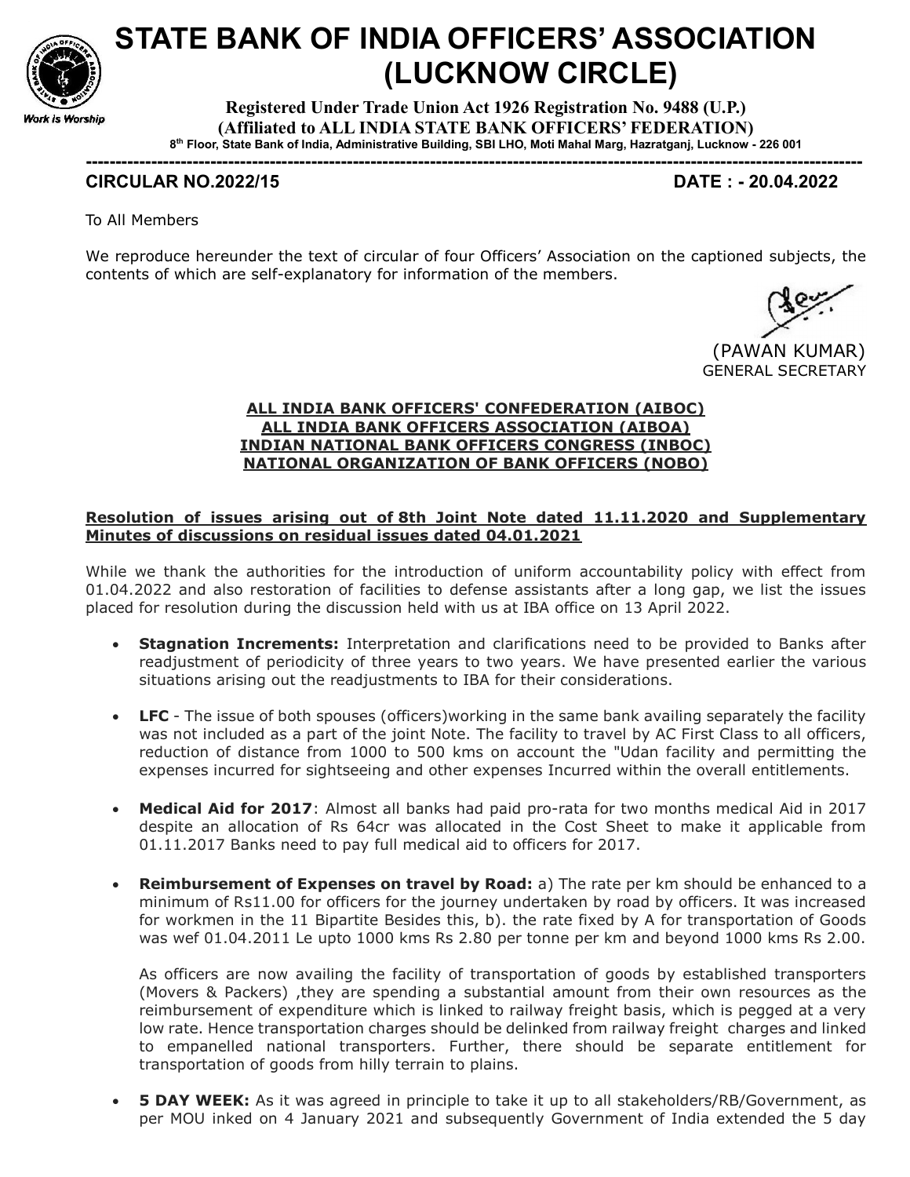# STATE BANK OF INDIA OFFICERS' ASSOCIATION (LUCKNOW CIRCLE)

**Registered Under Trade Union Act 1926 Registration No. 9488 (U.P.)**
**(Affiliated to ALL INDIA STATE BANK OFFICERS' FEDERATION)**
**8th Floor, State Bank of India, Administrative Building, SBI LHO, Moti Mahal Marg, Hazratganj, Lucknow - 226 001**

Work is Worship

---

**CIRCULAR NO.2022/15** **DATE : - 20.04.2022**

To All Members

We reproduce hereunder the text of circular of four Officers' Association on the captioned subjects, the contents of which are self-explanatory for information of the members.

(PAWAN KUMAR)
GENERAL SECRETARY

**ALL INDIA BANK OFFICERS' CONFEDERATION (AIBOC)**
**ALL INDIA BANK OFFICERS ASSOCIATION (AIBOA)**
**INDIAN NATIONAL BANK OFFICERS CONGRESS (INBOC)**
**NATIONAL ORGANIZATION OF BANK OFFICERS (NOBO)**

**Resolution of issues arising out of 8th Joint Note dated 11.11.2020 and Supplementary Minutes of discussions on residual issues dated 04.01.2021**

While we thank the authorities for the introduction of uniform accountability policy with effect from 01.04.2022 and also restoration of facilities to defense assistants after a long gap, we list the issues placed for resolution during the discussion held with us at IBA office on 13 April 2022.

- **Stagnation Increments:** Interpretation and clarifications need to be provided to Banks after readjustment of periodicity of three years to two years. We have presented earlier the various situations arising out the readjustments to IBA for their considerations.

- **LFC** - The issue of both spouses (officers)working in the same bank availing separately the facility was not included as a part of the joint Note. The facility to travel by AC First Class to all officers, reduction of distance from 1000 to 500 kms on account the "Udan facility and permitting the expenses incurred for sightseeing and other expenses Incurred within the overall entitlements.

- **Medical Aid for 2017**: Almost all banks had paid pro-rata for two months medical Aid in 2017 despite an allocation of Rs 64cr was allocated in the Cost Sheet to make it applicable from 01.11.2017 Banks need to pay full medical aid to officers for 2017.

- **Reimbursement of Expenses on travel by Road:** a) The rate per km should be enhanced to a minimum of Rs11.00 for officers for the journey undertaken by road by officers. It was increased for workmen in the 11 Bipartite Besides this, b). the rate fixed by A for transportation of Goods was wef 01.04.2011 Le upto 1000 kms Rs 2.80 per tonne per km and beyond 1000 kms Rs 2.00.

  As officers are now availing the facility of transportation of goods by established transporters (Movers & Packers) ,they are spending a substantial amount from their own resources as the reimbursement of expenditure which is linked to railway freight basis, which is pegged at a very low rate. Hence transportation charges should be delinked from railway freight charges and linked to empanelled national transporters. Further, there should be separate entitlement for transportation of goods from hilly terrain to plains.

- **5 DAY WEEK:** As it was agreed in principle to take it up to all stakeholders/RB/Government, as per MOU inked on 4 January 2021 and subsequently Government of India extended the 5 day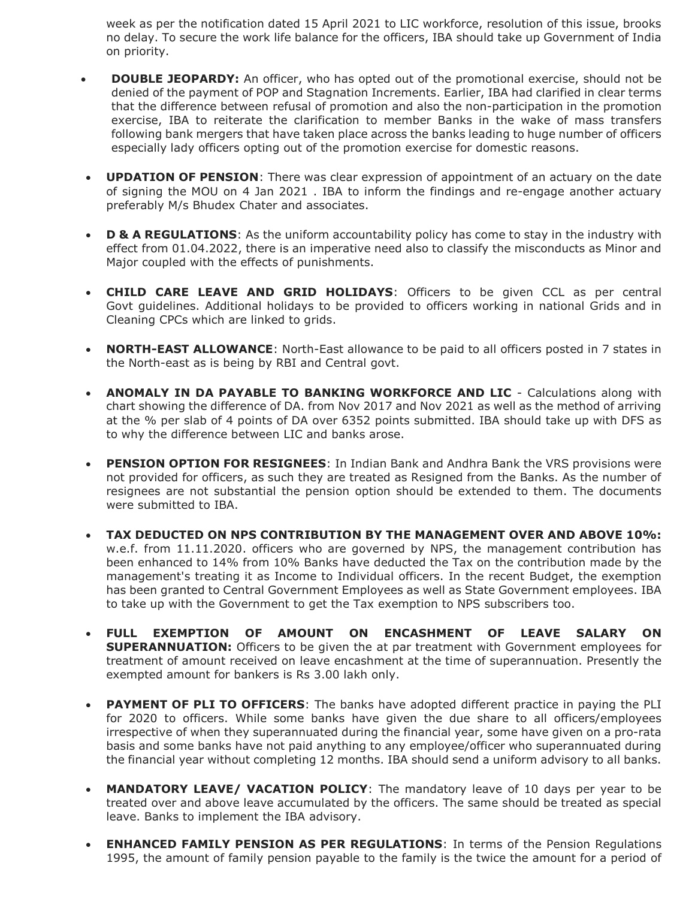week as per the notification dated 15 April 2021 to LIC workforce, resolution of this issue, brooks no delay. To secure the work life balance for the officers, IBA should take up Government of India on priority.

- **DOUBLE JEOPARDY:** An officer, who has opted out of the promotional exercise, should not be denied of the payment of POP and Stagnation Increments. Earlier, IBA had clarified in clear terms that the difference between refusal of promotion and also the non-participation in the promotion exercise, IBA to reiterate the clarification to member Banks in the wake of mass transfers following bank mergers that have taken place across the banks leading to huge number of officers especially lady officers opting out of the promotion exercise for domestic reasons.

- **UPDATION OF PENSION**: There was clear expression of appointment of an actuary on the date of signing the MOU on 4 Jan 2021 . IBA to inform the findings and re-engage another actuary preferably M/s Bhudex Chater and associates.

- **D & A REGULATIONS**: As the uniform accountability policy has come to stay in the industry with effect from 01.04.2022, there is an imperative need also to classify the misconducts as Minor and Major coupled with the effects of punishments.

- **CHILD CARE LEAVE AND GRID HOLIDAYS**: Officers to be given CCL as per central Govt guidelines. Additional holidays to be provided to officers working in national Grids and in Cleaning CPCs which are linked to grids.

- **NORTH-EAST ALLOWANCE**: North-East allowance to be paid to all officers posted in 7 states in the North-east as is being by RBI and Central govt.

- **ANOMALY IN DA PAYABLE TO BANKING WORKFORCE AND LIC** - Calculations along with chart showing the difference of DA. from Nov 2017 and Nov 2021 as well as the method of arriving at the % per slab of 4 points of DA over 6352 points submitted. IBA should take up with DFS as to why the difference between LIC and banks arose.

- **PENSION OPTION FOR RESIGNEES**: In Indian Bank and Andhra Bank the VRS provisions were not provided for officers, as such they are treated as Resigned from the Banks. As the number of resignees are not substantial the pension option should be extended to them. The documents were submitted to IBA.

- **TAX DEDUCTED ON NPS CONTRIBUTION BY THE MANAGEMENT OVER AND ABOVE 10%:** w.e.f. from 11.11.2020. officers who are governed by NPS, the management contribution has been enhanced to 14% from 10% Banks have deducted the Tax on the contribution made by the management's treating it as Income to Individual officers. In the recent Budget, the exemption has been granted to Central Government Employees as well as State Government employees. IBA to take up with the Government to get the Tax exemption to NPS subscribers too.

- **FULL EXEMPTION OF AMOUNT ON ENCASHMENT OF LEAVE SALARY ON SUPERANNUATION:** Officers to be given the at par treatment with Government employees for treatment of amount received on leave encashment at the time of superannuation. Presently the exempted amount for bankers is Rs 3.00 lakh only.

- **PAYMENT OF PLI TO OFFICERS**: The banks have adopted different practice in paying the PLI for 2020 to officers. While some banks have given the due share to all officers/employees irrespective of when they superannuated during the financial year, some have given on a pro-rata basis and some banks have not paid anything to any employee/officer who superannuated during the financial year without completing 12 months. IBA should send a uniform advisory to all banks.

- **MANDATORY LEAVE/ VACATION POLICY**: The mandatory leave of 10 days per year to be treated over and above leave accumulated by the officers. The same should be treated as special leave. Banks to implement the IBA advisory.

- **ENHANCED FAMILY PENSION AS PER REGULATIONS**: In terms of the Pension Regulations 1995, the amount of family pension payable to the family is the twice the amount for a period of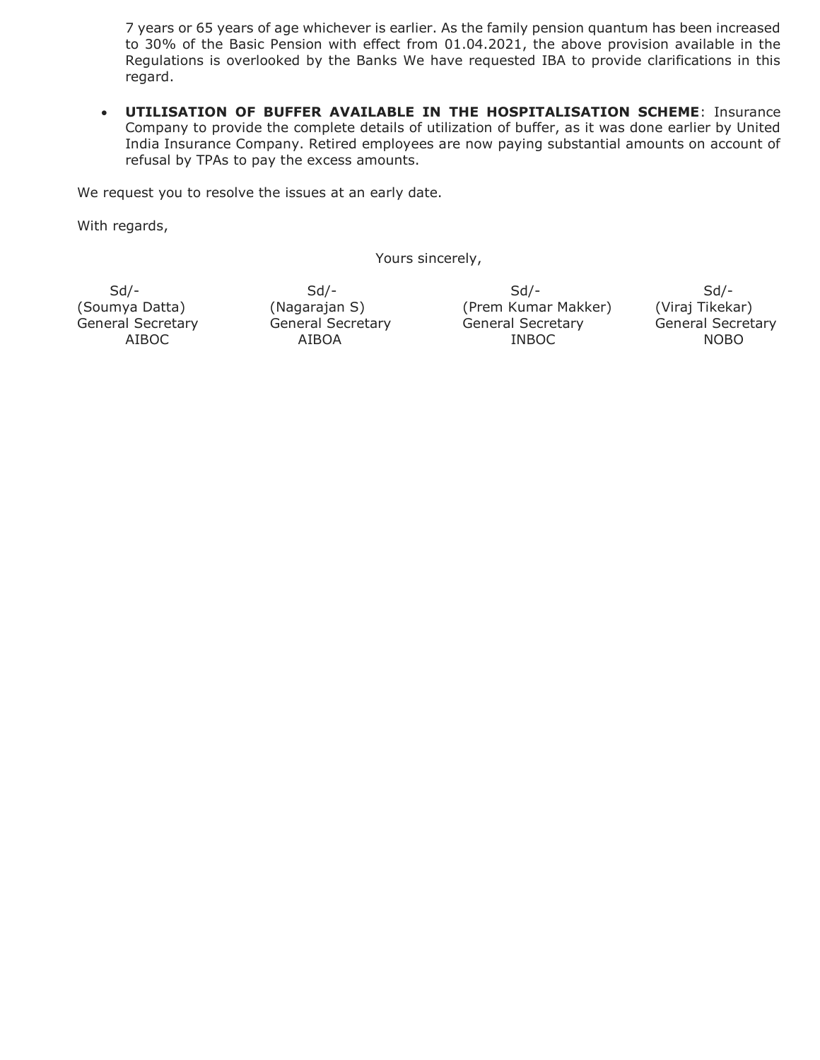7 years or 65 years of age whichever is earlier. As the family pension quantum has been increased to 30% of the Basic Pension with effect from 01.04.2021, the above provision available in the Regulations is overlooked by the Banks We have requested IBA to provide clarifications in this regard.

- **UTILISATION OF BUFFER AVAILABLE IN THE HOSPITALISATION SCHEME**: Insurance Company to provide the complete details of utilization of buffer, as it was done earlier by United India Insurance Company. Retired employees are now paying substantial amounts on account of refusal by TPAs to pay the excess amounts.

We request you to resolve the issues at an early date.

With regards,

Yours sincerely,

| | | | |
|---|---|---|---|
| Sd/- | Sd/- | Sd/- | Sd/- |
| (Soumya Datta) | (Nagarajan S) | (Prem Kumar Makker) | (Viraj Tikekar) |
| General Secretary | General Secretary | General Secretary | General Secretary |
| AIBOC | AIBOA | INBOC | NOBO |